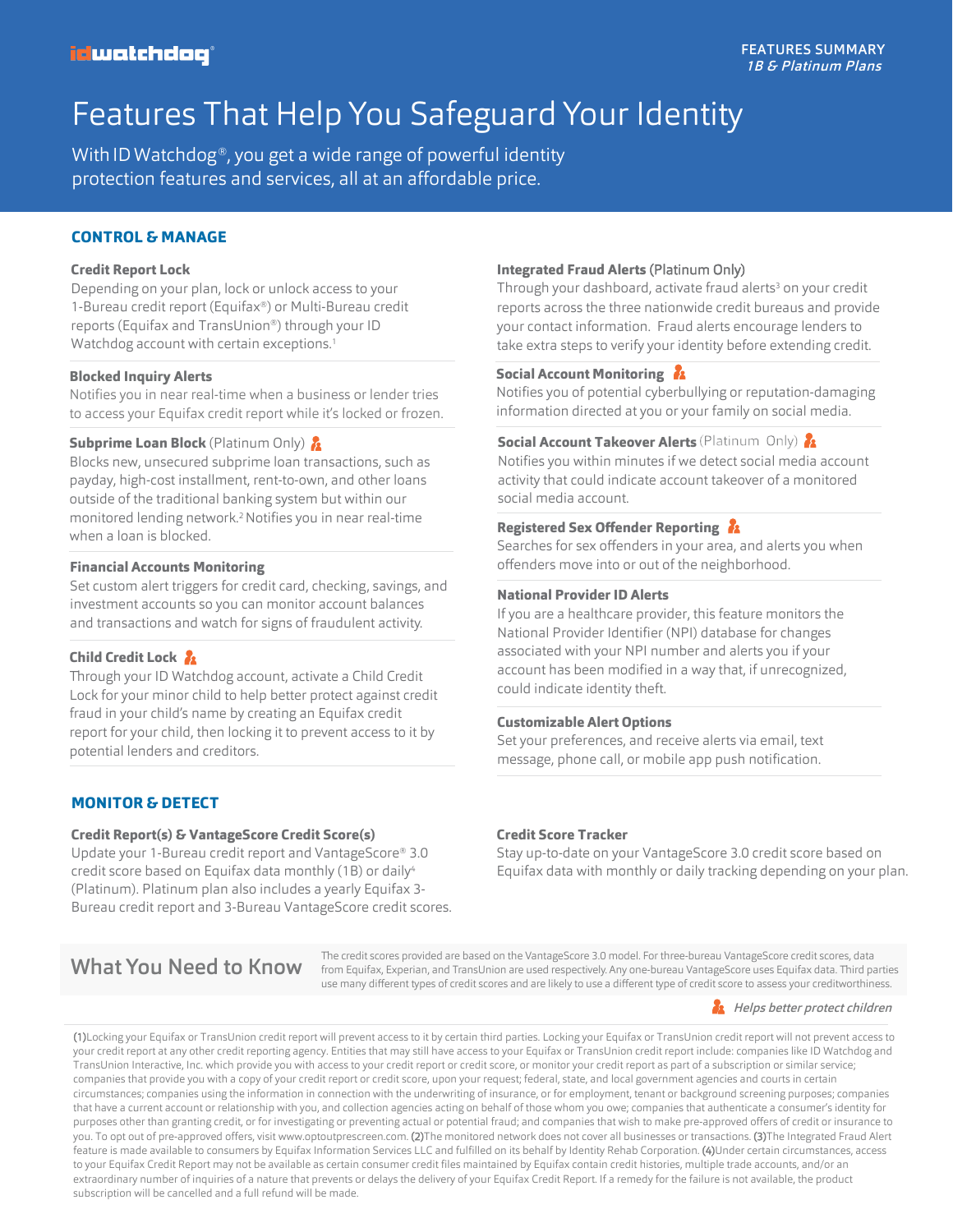idwatchdog®

FEATURES SUMMARY
*1B & Platinum Plans*

# Features That Help You Safeguard Your Identity

With ID Watchdog®, you get a wide range of powerful identity protection features and services, all at an affordable price.

## CONTROL & MANAGE

**Credit Report Lock**
Depending on your plan, lock or unlock access to your 1-Bureau credit report (Equifax®) or Multi-Bureau credit reports (Equifax and TransUnion®) through your ID Watchdog account with certain exceptions.[1]

**Blocked Inquiry Alerts**
Notifies you in near real-time when a business or lender tries to access your Equifax credit report while it's locked or frozen.

**Subprime Loan Block** (Platinum Only)
Blocks new, unsecured subprime loan transactions, such as payday, high-cost installment, rent-to-own, and other loans outside of the traditional banking system but within our monitored lending network.[2] Notifies you in near real-time when a loan is blocked.

**Financial Accounts Monitoring**
Set custom alert triggers for credit card, checking, savings, and investment accounts so you can monitor account balances and transactions and watch for signs of fraudulent activity.

**Child Credit Lock**
Through your ID Watchdog account, activate a Child Credit Lock for your minor child to help better protect against credit fraud in your child's name by creating an Equifax credit report for your child, then locking it to prevent access to it by potential lenders and creditors.

**Integrated Fraud Alerts** (Platinum Only)
Through your dashboard, activate fraud alerts[3] on your credit reports across the three nationwide credit bureaus and provide your contact information. Fraud alerts encourage lenders to take extra steps to verify your identity before extending credit.

**Social Account Monitoring**
Notifies you of potential cyberbullying or reputation-damaging information directed at you or your family on social media.

**Social Account Takeover Alerts** (Platinum Only)
Notifies you within minutes if we detect social media account activity that could indicate account takeover of a monitored social media account.

**Registered Sex Offender Reporting**
Searches for sex offenders in your area, and alerts you when offenders move into or out of the neighborhood.

**National Provider ID Alerts**
If you are a healthcare provider, this feature monitors the National Provider Identifier (NPI) database for changes associated with your NPI number and alerts you if your account has been modified in a way that, if unrecognized, could indicate identity theft.

**Customizable Alert Options**
Set your preferences, and receive alerts via email, text message, phone call, or mobile app push notification.

## MONITOR & DETECT

**Credit Report(s) & VantageScore Credit Score(s)**
Update your 1-Bureau credit report and VantageScore® 3.0 credit score based on Equifax data monthly (1B) or daily[4] (Platinum). Platinum plan also includes a yearly Equifax 3-Bureau credit report and 3-Bureau VantageScore credit scores.

**Credit Score Tracker**
Stay up-to-date on your VantageScore 3.0 credit score based on Equifax data with monthly or daily tracking depending on your plan.

## What You Need to Know

The credit scores provided are based on the VantageScore 3.0 model. For three-bureau VantageScore credit scores, data from Equifax, Experian, and TransUnion are used respectively. Any one-bureau VantageScore uses Equifax data. Third parties use many different types of credit scores and are likely to use a different type of credit score to assess your creditworthiness.

*Helps better protect children* (marked with icon)

(1)Locking your Equifax or TransUnion credit report will prevent access to it by certain third parties. Locking your Equifax or TransUnion credit report will not prevent access to your credit report at any other credit reporting agency. Entities that may still have access to your Equifax or TransUnion credit report include: companies like ID Watchdog and TransUnion Interactive, Inc. which provide you with access to your credit report or credit score, or monitor your credit report as part of a subscription or similar service; companies that provide you with a copy of your credit report or credit score, upon your request; federal, state, and local government agencies and courts in certain circumstances; companies using the information in connection with the underwriting of insurance, or for employment, tenant or background screening purposes; companies that have a current account or relationship with you, and collection agencies acting on behalf of those whom you owe; companies that authenticate a consumer's identity for purposes other than granting credit, or for investigating or preventing actual or potential fraud; and companies that wish to make pre-approved offers of credit or insurance to you. To opt out of pre-approved offers, visit www.optoutprescreen.com. (2)The monitored network does not cover all businesses or transactions. (3)The Integrated Fraud Alert feature is made available to consumers by Equifax Information Services LLC and fulfilled on its behalf by Identity Rehab Corporation. (4)Under certain circumstances, access to your Equifax Credit Report may not be available as certain consumer credit files maintained by Equifax contain credit histories, multiple trade accounts, and/or an extraordinary number of inquiries of a nature that prevents or delays the delivery of your Equifax Credit Report. If a remedy for the failure is not available, the product subscription will be cancelled and a full refund will be made.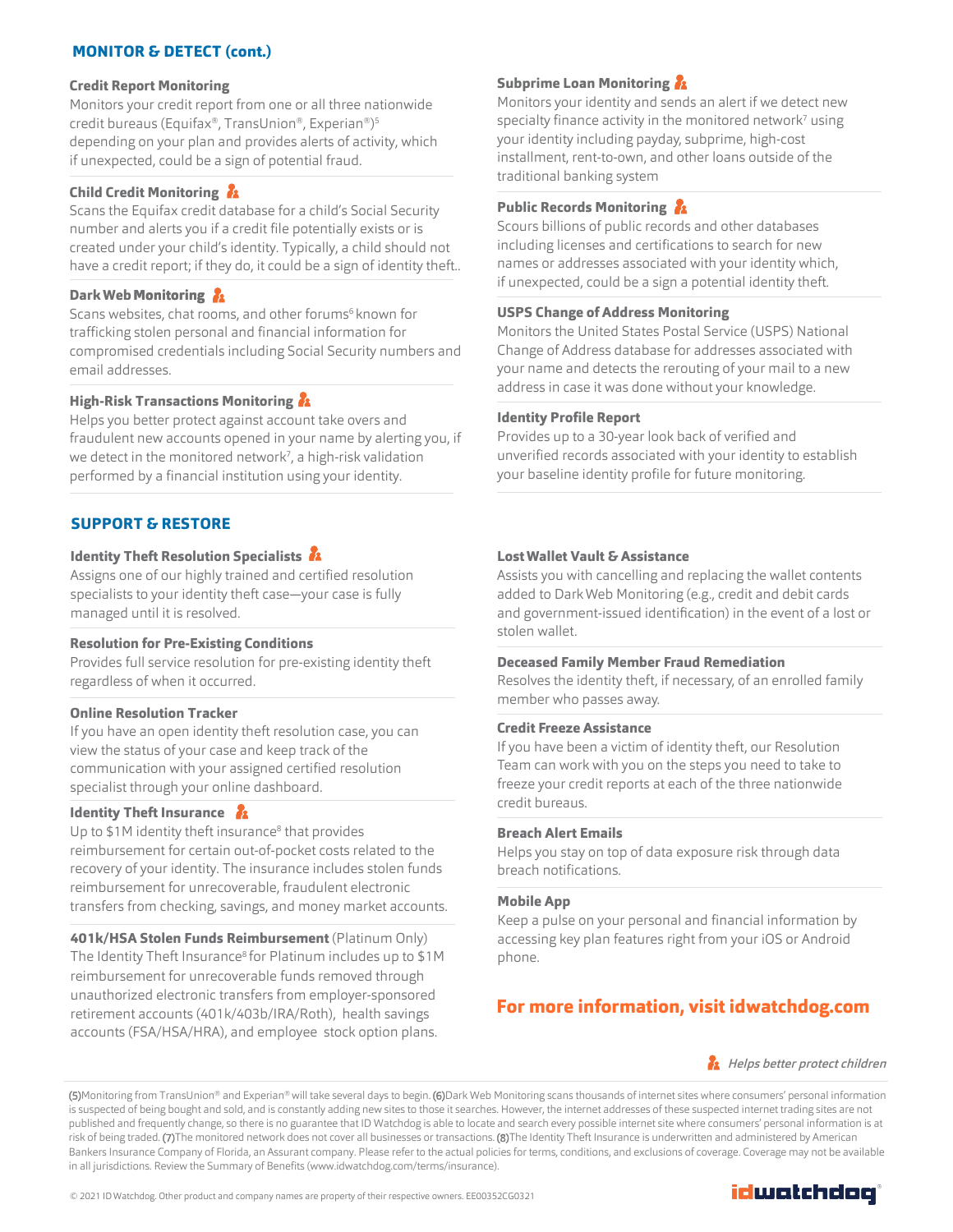## MONITOR & DETECT (cont.)

**Credit Report Monitoring**
Monitors your credit report from one or all three nationwide credit bureaus (Equifax®, TransUnion®, Experian®)[5] depending on your plan and provides alerts of activity, which if unexpected, could be a sign of potential fraud.

**Child Credit Monitoring**
Scans the Equifax credit database for a child's Social Security number and alerts you if a credit file potentially exists or is created under your child's identity. Typically, a child should not have a credit report; if they do, it could be a sign of identity theft..

**Dark Web Monitoring**
Scans websites, chat rooms, and other forums[6] known for trafficking stolen personal and financial information for compromised credentials including Social Security numbers and email addresses.

**High-Risk Transactions Monitoring**
Helps you better protect against account take overs and fraudulent new accounts opened in your name by alerting you, if we detect in the monitored network[7], a high-risk validation performed by a financial institution using your identity.

**Subprime Loan Monitoring**
Monitors your identity and sends an alert if we detect new specialty finance activity in the monitored network[7] using your identity including payday, subprime, high-cost installment, rent-to-own, and other loans outside of the traditional banking system

**Public Records Monitoring**
Scours billions of public records and other databases including licenses and certifications to search for new names or addresses associated with your identity which, if unexpected, could be a sign a potential identity theft.

**USPS Change of Address Monitoring**
Monitors the United States Postal Service (USPS) National Change of Address database for addresses associated with your name and detects the rerouting of your mail to a new address in case it was done without your knowledge.

**Identity Profile Report**
Provides up to a 30-year look back of verified and unverified records associated with your identity to establish your baseline identity profile for future monitoring.

## SUPPORT & RESTORE

**Identity Theft Resolution Specialists**
Assigns one of our highly trained and certified resolution specialists to your identity theft case—your case is fully managed until it is resolved.

**Resolution for Pre-Existing Conditions**
Provides full service resolution for pre-existing identity theft regardless of when it occurred.

**Online Resolution Tracker**
If you have an open identity theft resolution case, you can view the status of your case and keep track of the communication with your assigned certified resolution specialist through your online dashboard.

**Identity Theft Insurance**
Up to $1M identity theft insurance[8] that provides reimbursement for certain out-of-pocket costs related to the recovery of your identity. The insurance includes stolen funds reimbursement for unrecoverable, fraudulent electronic transfers from checking, savings, and money market accounts.

**401k/HSA Stolen Funds Reimbursement** (Platinum Only)
The Identity Theft Insurance[8] for Platinum includes up to $1M reimbursement for unrecoverable funds removed through unauthorized electronic transfers from employer-sponsored retirement accounts (401k/403b/IRA/Roth), health savings accounts (FSA/HSA/HRA), and employee stock option plans.

**Lost Wallet Vault & Assistance**
Assists you with cancelling and replacing the wallet contents added to Dark Web Monitoring (e.g., credit and debit cards and government-issued identification) in the event of a lost or stolen wallet.

**Deceased Family Member Fraud Remediation**
Resolves the identity theft, if necessary, of an enrolled family member who passes away.

**Credit Freeze Assistance**
If you have been a victim of identity theft, our Resolution Team can work with you on the steps you need to take to freeze your credit reports at each of the three nationwide credit bureaus.

**Breach Alert Emails**
Helps you stay on top of data exposure risk through data breach notifications.

**Mobile App**
Keep a pulse on your personal and financial information by accessing key plan features right from your iOS or Android phone.

**For more information, visit idwatchdog.com**

*Helps better protect children*

(5)Monitoring from TransUnion® and Experian® will take several days to begin. (6)Dark Web Monitoring scans thousands of internet sites where consumers' personal information is suspected of being bought and sold, and is constantly adding new sites to those it searches. However, the internet addresses of these suspected internet trading sites are not published and frequently change, so there is no guarantee that ID Watchdog is able to locate and search every possible internet site where consumers' personal information is at risk of being traded. (7)The monitored network does not cover all businesses or transactions. (8)The Identity Theft Insurance is underwritten and administered by American Bankers Insurance Company of Florida, an Assurant company. Please refer to the actual policies for terms, conditions, and exclusions of coverage. Coverage may not be available in all jurisdictions. Review the Summary of Benefits (www.idwatchdog.com/terms/insurance).

© 2021 ID Watchdog. Other product and company names are property of their respective owners. EE00352CG0321

idwatchdog